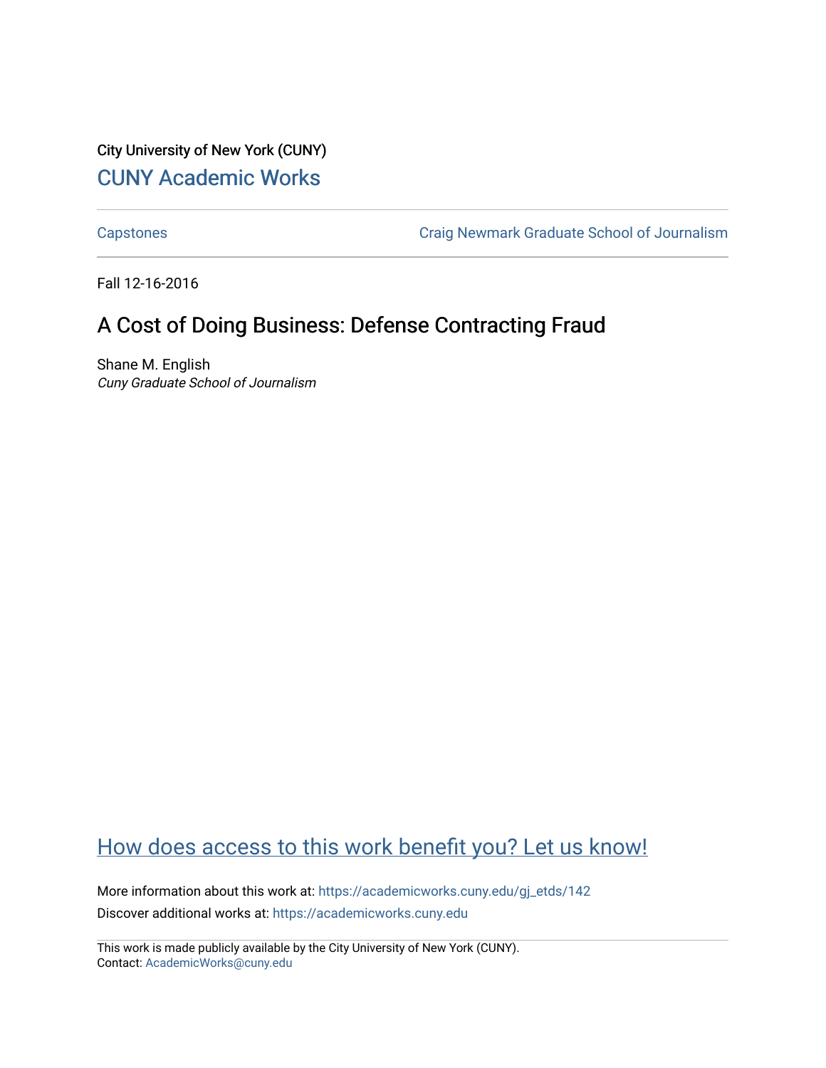City University of New York (CUNY)

[CUNY Academic Works](https://academicworks.cuny.edu)

Capstones | Craig Newmark Graduate School of Journalism

Fall 12-16-2016

# A Cost of Doing Business: Defense Contracting Fraud

Shane M. English

*Cuny Graduate School of Journalism*

How does access to this work benefit you? Let us know!

More information about this work at: https://academicworks.cuny.edu/gj_etds/142

Discover additional works at: https://academicworks.cuny.edu

This work is made publicly available by the City University of New York (CUNY).
Contact: AcademicWorks@cuny.edu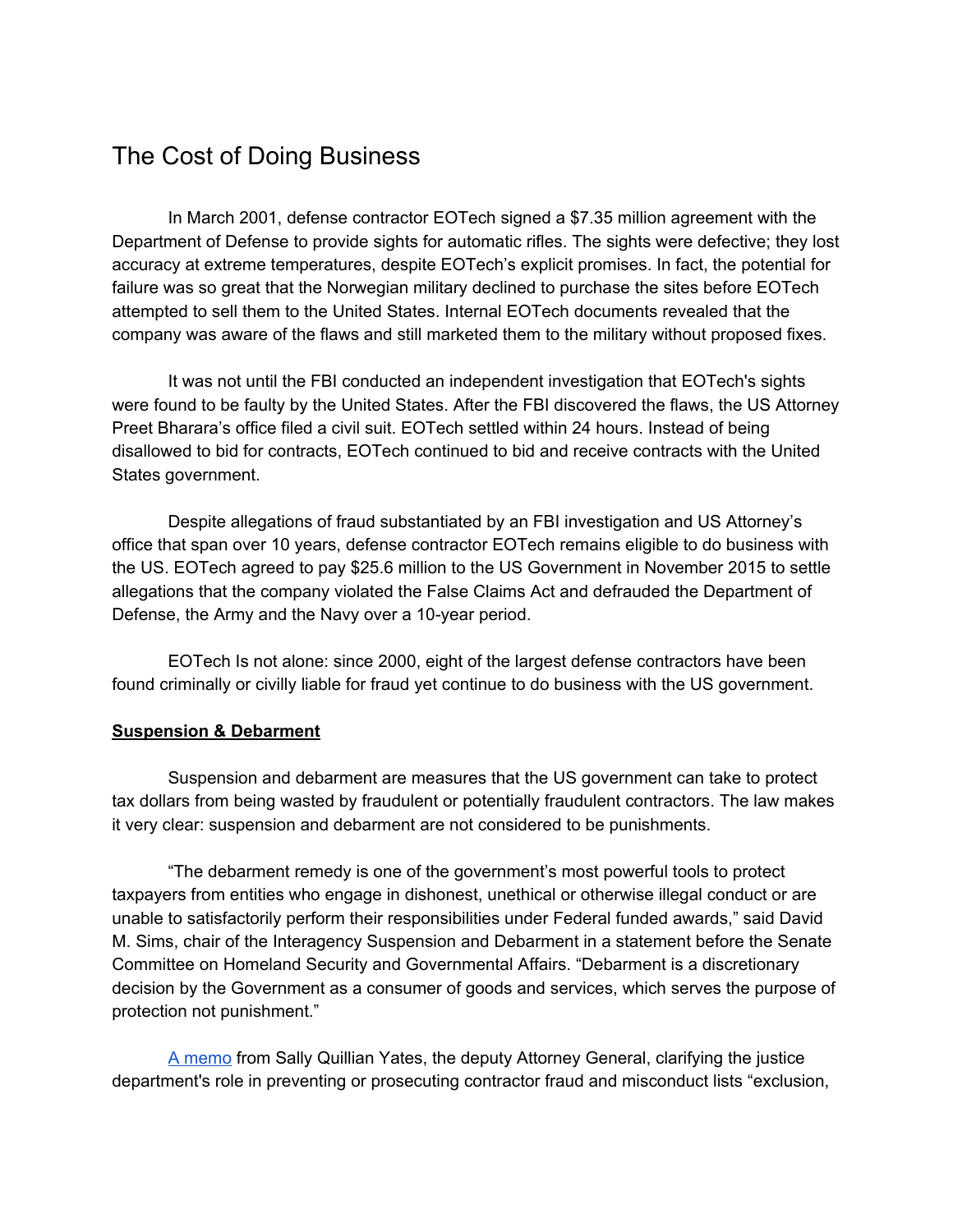# The Cost of Doing Business

In March 2001, defense contractor EOTech signed a $7.35 million agreement with the Department of Defense to provide sights for automatic rifles. The sights were defective; they lost accuracy at extreme temperatures, despite EOTech's explicit promises. In fact, the potential for failure was so great that the Norwegian military declined to purchase the sites before EOTech attempted to sell them to the United States. Internal EOTech documents revealed that the company was aware of the flaws and still marketed them to the military without proposed fixes.

It was not until the FBI conducted an independent investigation that EOTech's sights were found to be faulty by the United States. After the FBI discovered the flaws, the US Attorney Preet Bharara's office filed a civil suit. EOTech settled within 24 hours. Instead of being disallowed to bid for contracts, EOTech continued to bid and receive contracts with the United States government.

Despite allegations of fraud substantiated by an FBI investigation and US Attorney's office that span over 10 years, defense contractor EOTech remains eligible to do business with the US. EOTech agreed to pay $25.6 million to the US Government in November 2015 to settle allegations that the company violated the False Claims Act and defrauded the Department of Defense, the Army and the Navy over a 10-year period.

EOTech Is not alone: since 2000, eight of the largest defense contractors have been found criminally or civilly liable for fraud yet continue to do business with the US government.

**Suspension & Debarment**

Suspension and debarment are measures that the US government can take to protect tax dollars from being wasted by fraudulent or potentially fraudulent contractors. The law makes it very clear: suspension and debarment are not considered to be punishments.

"The debarment remedy is one of the government's most powerful tools to protect taxpayers from entities who engage in dishonest, unethical or otherwise illegal conduct or are unable to satisfactorily perform their responsibilities under Federal funded awards," said David M. Sims, chair of the Interagency Suspension and Debarment in a statement before the Senate Committee on Homeland Security and Governmental Affairs. "Debarment is a discretionary decision by the Government as a consumer of goods and services, which serves the purpose of protection not punishment."

A memo from Sally Quillian Yates, the deputy Attorney General, clarifying the justice department's role in preventing or prosecuting contractor fraud and misconduct lists "exclusion,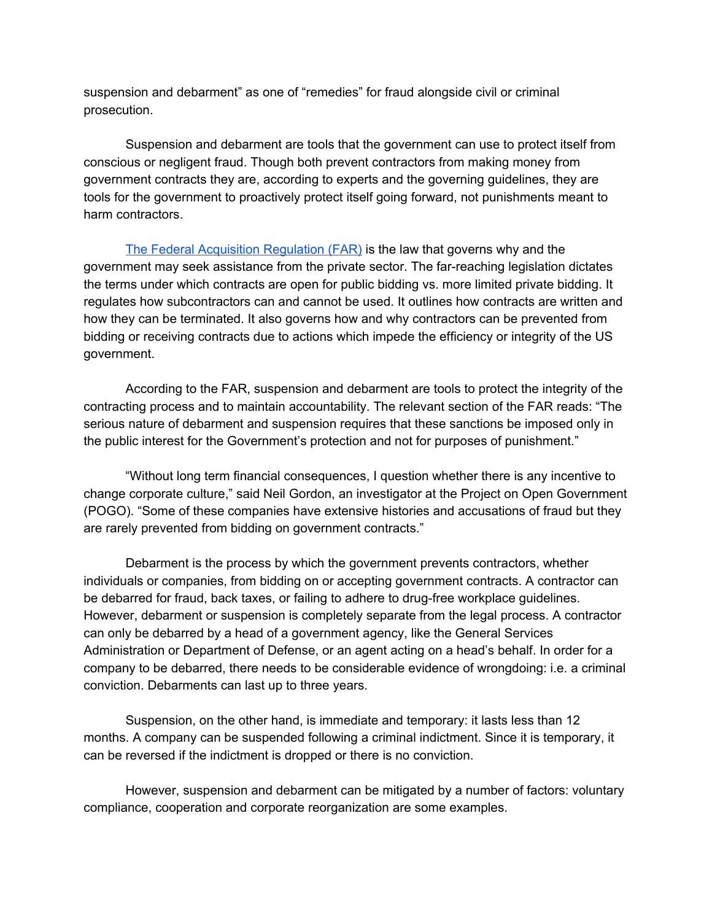suspension and debarment" as one of "remedies" for fraud alongside civil or criminal prosecution.

Suspension and debarment are tools that the government can use to protect itself from conscious or negligent fraud. Though both prevent contractors from making money from government contracts they are, according to experts and the governing guidelines, they are tools for the government to proactively protect itself going forward, not punishments meant to harm contractors.

[The Federal Acquisition Regulation (FAR)] is the law that governs why and the government may seek assistance from the private sector. The far-reaching legislation dictates the terms under which contracts are open for public bidding vs. more limited private bidding. It regulates how subcontractors can and cannot be used. It outlines how contracts are written and how they can be terminated. It also governs how and why contractors can be prevented from bidding or receiving contracts due to actions which impede the efficiency or integrity of the US government.

According to the FAR, suspension and debarment are tools to protect the integrity of the contracting process and to maintain accountability. The relevant section of the FAR reads: "The serious nature of debarment and suspension requires that these sanctions be imposed only in the public interest for the Government's protection and not for purposes of punishment."

"Without long term financial consequences, I question whether there is any incentive to change corporate culture," said Neil Gordon, an investigator at the Project on Open Government (POGO). "Some of these companies have extensive histories and accusations of fraud but they are rarely prevented from bidding on government contracts."

Debarment is the process by which the government prevents contractors, whether individuals or companies, from bidding on or accepting government contracts. A contractor can be debarred for fraud, back taxes, or failing to adhere to drug-free workplace guidelines. However, debarment or suspension is completely separate from the legal process. A contractor can only be debarred by a head of a government agency, like the General Services Administration or Department of Defense, or an agent acting on a head's behalf. In order for a company to be debarred, there needs to be considerable evidence of wrongdoing: i.e. a criminal conviction. Debarments can last up to three years.

Suspension, on the other hand, is immediate and temporary: it lasts less than 12 months. A company can be suspended following a criminal indictment. Since it is temporary, it can be reversed if the indictment is dropped or there is no conviction.

However, suspension and debarment can be mitigated by a number of factors: voluntary compliance, cooperation and corporate reorganization are some examples.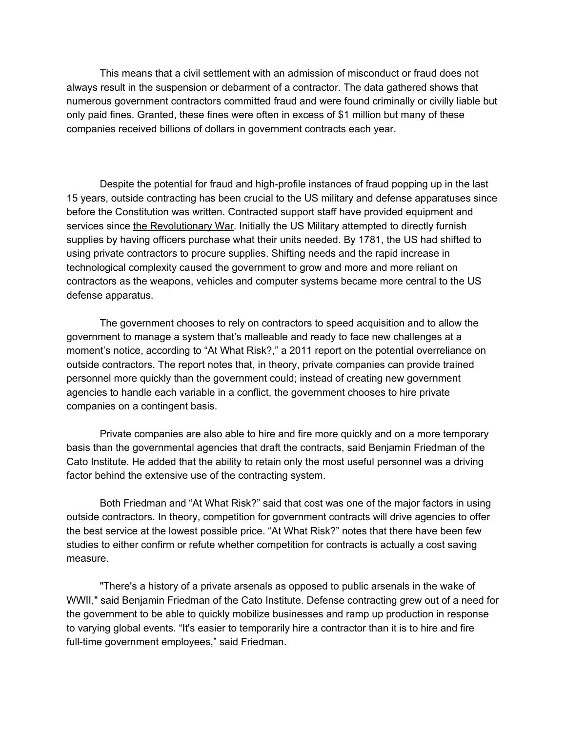This means that a civil settlement with an admission of misconduct or fraud does not always result in the suspension or debarment of a contractor. The data gathered shows that numerous government contractors committed fraud and were found criminally or civilly liable but only paid fines. Granted, these fines were often in excess of $1 million but many of these companies received billions of dollars in government contracts each year.

Despite the potential for fraud and high-profile instances of fraud popping up in the last 15 years, outside contracting has been crucial to the US military and defense apparatuses since before the Constitution was written. Contracted support staff have provided equipment and services since the Revolutionary War. Initially the US Military attempted to directly furnish supplies by having officers purchase what their units needed. By 1781, the US had shifted to using private contractors to procure supplies. Shifting needs and the rapid increase in technological complexity caused the government to grow and more and more reliant on contractors as the weapons, vehicles and computer systems became more central to the US defense apparatus.

The government chooses to rely on contractors to speed acquisition and to allow the government to manage a system that's malleable and ready to face new challenges at a moment's notice, according to "At What Risk?," a 2011 report on the potential overreliance on outside contractors. The report notes that, in theory, private companies can provide trained personnel more quickly than the government could; instead of creating new government agencies to handle each variable in a conflict, the government chooses to hire private companies on a contingent basis.

Private companies are also able to hire and fire more quickly and on a more temporary basis than the governmental agencies that draft the contracts, said Benjamin Friedman of the Cato Institute. He added that the ability to retain only the most useful personnel was a driving factor behind the extensive use of the contracting system.

Both Friedman and "At What Risk?" said that cost was one of the major factors in using outside contractors. In theory, competition for government contracts will drive agencies to offer the best service at the lowest possible price. "At What Risk?" notes that there have been few studies to either confirm or refute whether competition for contracts is actually a cost saving measure.

"There's a history of a private arsenals as opposed to public arsenals in the wake of WWII," said Benjamin Friedman of the Cato Institute. Defense contracting grew out of a need for the government to be able to quickly mobilize businesses and ramp up production in response to varying global events. "It's easier to temporarily hire a contractor than it is to hire and fire full-time government employees," said Friedman.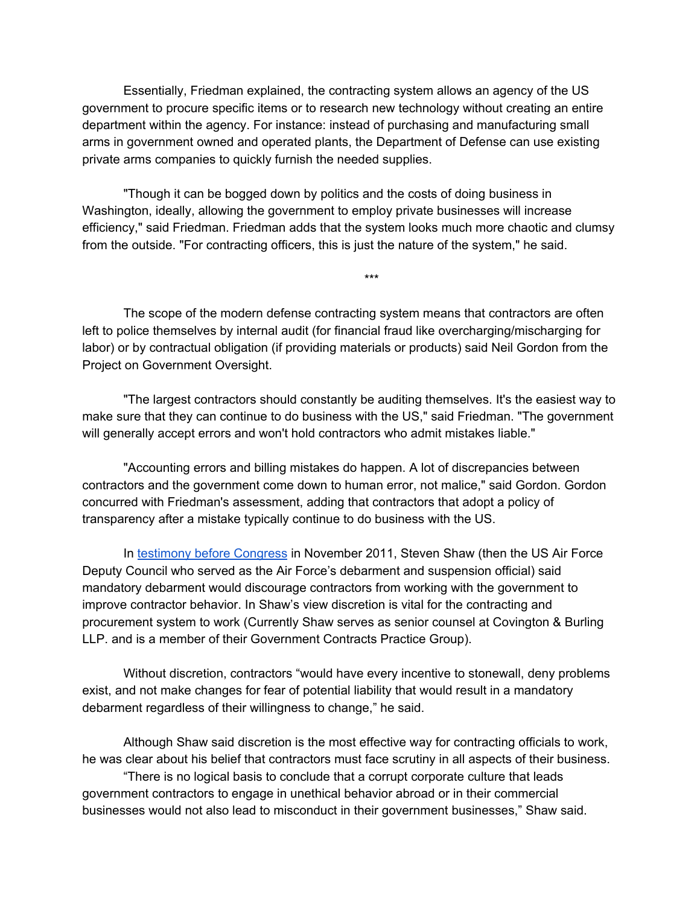Essentially, Friedman explained, the contracting system allows an agency of the US government to procure specific items or to research new technology without creating an entire department within the agency. For instance: instead of purchasing and manufacturing small arms in government owned and operated plants, the Department of Defense can use existing private arms companies to quickly furnish the needed supplies.

"Though it can be bogged down by politics and the costs of doing business in Washington, ideally, allowing the government to employ private businesses will increase efficiency," said Friedman. Friedman adds that the system looks much more chaotic and clumsy from the outside. "For contracting officers, this is just the nature of the system," he said.

***

The scope of the modern defense contracting system means that contractors are often left to police themselves by internal audit (for financial fraud like overcharging/mischarging for labor) or by contractual obligation (if providing materials or products) said Neil Gordon from the Project on Government Oversight.

"The largest contractors should constantly be auditing themselves. It's the easiest way to make sure that they can continue to do business with the US," said Friedman. "The government will generally accept errors and won't hold contractors who admit mistakes liable."

"Accounting errors and billing mistakes do happen. A lot of discrepancies between contractors and the government come down to human error, not malice," said Gordon. Gordon concurred with Friedman's assessment, adding that contractors that adopt a policy of transparency after a mistake typically continue to do business with the US.

In testimony before Congress in November 2011, Steven Shaw (then the US Air Force Deputy Council who served as the Air Force's debarment and suspension official) said mandatory debarment would discourage contractors from working with the government to improve contractor behavior. In Shaw's view discretion is vital for the contracting and procurement system to work (Currently Shaw serves as senior counsel at Covington & Burling LLP. and is a member of their Government Contracts Practice Group).

Without discretion, contractors "would have every incentive to stonewall, deny problems exist, and not make changes for fear of potential liability that would result in a mandatory debarment regardless of their willingness to change," he said.

Although Shaw said discretion is the most effective way for contracting officials to work, he was clear about his belief that contractors must face scrutiny in all aspects of their business.

"There is no logical basis to conclude that a corrupt corporate culture that leads government contractors to engage in unethical behavior abroad or in their commercial businesses would not also lead to misconduct in their government businesses," Shaw said.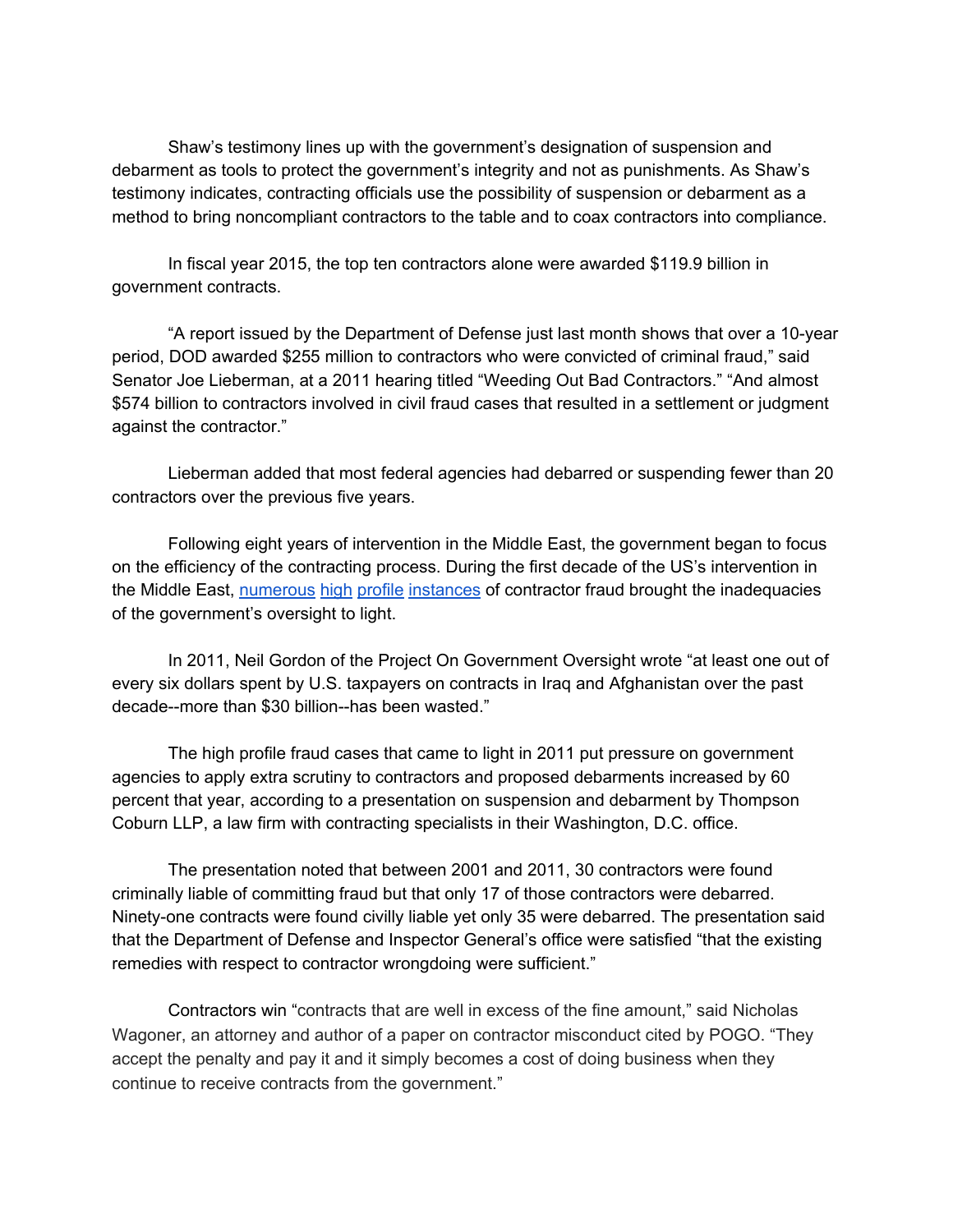Shaw's testimony lines up with the government's designation of suspension and debarment as tools to protect the government's integrity and not as punishments. As Shaw's testimony indicates, contracting officials use the possibility of suspension or debarment as a method to bring noncompliant contractors to the table and to coax contractors into compliance.

In fiscal year 2015, the top ten contractors alone were awarded $119.9 billion in government contracts.

"A report issued by the Department of Defense just last month shows that over a 10-year period, DOD awarded $255 million to contractors who were convicted of criminal fraud," said Senator Joe Lieberman, at a 2011 hearing titled "Weeding Out Bad Contractors." "And almost $574 billion to contractors involved in civil fraud cases that resulted in a settlement or judgment against the contractor."

Lieberman added that most federal agencies had debarred or suspending fewer than 20 contractors over the previous five years.

Following eight years of intervention in the Middle East, the government began to focus on the efficiency of the contracting process. During the first decade of the US's intervention in the Middle East, numerous high profile instances of contractor fraud brought the inadequacies of the government's oversight to light.

In 2011, Neil Gordon of the Project On Government Oversight wrote "at least one out of every six dollars spent by U.S. taxpayers on contracts in Iraq and Afghanistan over the past decade--more than $30 billion--has been wasted."

The high profile fraud cases that came to light in 2011 put pressure on government agencies to apply extra scrutiny to contractors and proposed debarments increased by 60 percent that year, according to a presentation on suspension and debarment by Thompson Coburn LLP, a law firm with contracting specialists in their Washington, D.C. office.

The presentation noted that between 2001 and 2011, 30 contractors were found criminally liable of committing fraud but that only 17 of those contractors were debarred. Ninety-one contracts were found civilly liable yet only 35 were debarred. The presentation said that the Department of Defense and Inspector General's office were satisfied "that the existing remedies with respect to contractor wrongdoing were sufficient."

Contractors win "contracts that are well in excess of the fine amount," said Nicholas Wagoner, an attorney and author of a paper on contractor misconduct cited by POGO. "They accept the penalty and pay it and it simply becomes a cost of doing business when they continue to receive contracts from the government."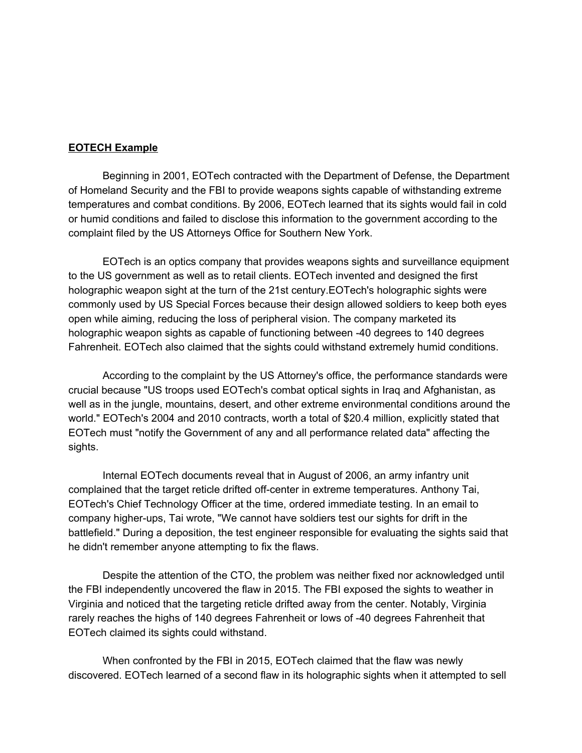**EOTECH Example**

Beginning in 2001, EOTech contracted with the Department of Defense, the Department of Homeland Security and the FBI to provide weapons sights capable of withstanding extreme temperatures and combat conditions. By 2006, EOTech learned that its sights would fail in cold or humid conditions and failed to disclose this information to the government according to the complaint filed by the US Attorneys Office for Southern New York.

EOTech is an optics company that provides weapons sights and surveillance equipment to the US government as well as to retail clients. EOTech invented and designed the first holographic weapon sight at the turn of the 21st century.EOTech's holographic sights were commonly used by US Special Forces because their design allowed soldiers to keep both eyes open while aiming, reducing the loss of peripheral vision. The company marketed its holographic weapon sights as capable of functioning between -40 degrees to 140 degrees Fahrenheit. EOTech also claimed that the sights could withstand extremely humid conditions.

According to the complaint by the US Attorney's office, the performance standards were crucial because "US troops used EOTech's combat optical sights in Iraq and Afghanistan, as well as in the jungle, mountains, desert, and other extreme environmental conditions around the world." EOTech's 2004 and 2010 contracts, worth a total of $20.4 million, explicitly stated that EOTech must "notify the Government of any and all performance related data" affecting the sights.

Internal EOTech documents reveal that in August of 2006, an army infantry unit complained that the target reticle drifted off-center in extreme temperatures. Anthony Tai, EOTech's Chief Technology Officer at the time, ordered immediate testing. In an email to company higher-ups, Tai wrote, "We cannot have soldiers test our sights for drift in the battlefield." During a deposition, the test engineer responsible for evaluating the sights said that he didn't remember anyone attempting to fix the flaws.

Despite the attention of the CTO, the problem was neither fixed nor acknowledged until the FBI independently uncovered the flaw in 2015. The FBI exposed the sights to weather in Virginia and noticed that the targeting reticle drifted away from the center. Notably, Virginia rarely reaches the highs of 140 degrees Fahrenheit or lows of -40 degrees Fahrenheit that EOTech claimed its sights could withstand.

When confronted by the FBI in 2015, EOTech claimed that the flaw was newly discovered. EOTech learned of a second flaw in its holographic sights when it attempted to sell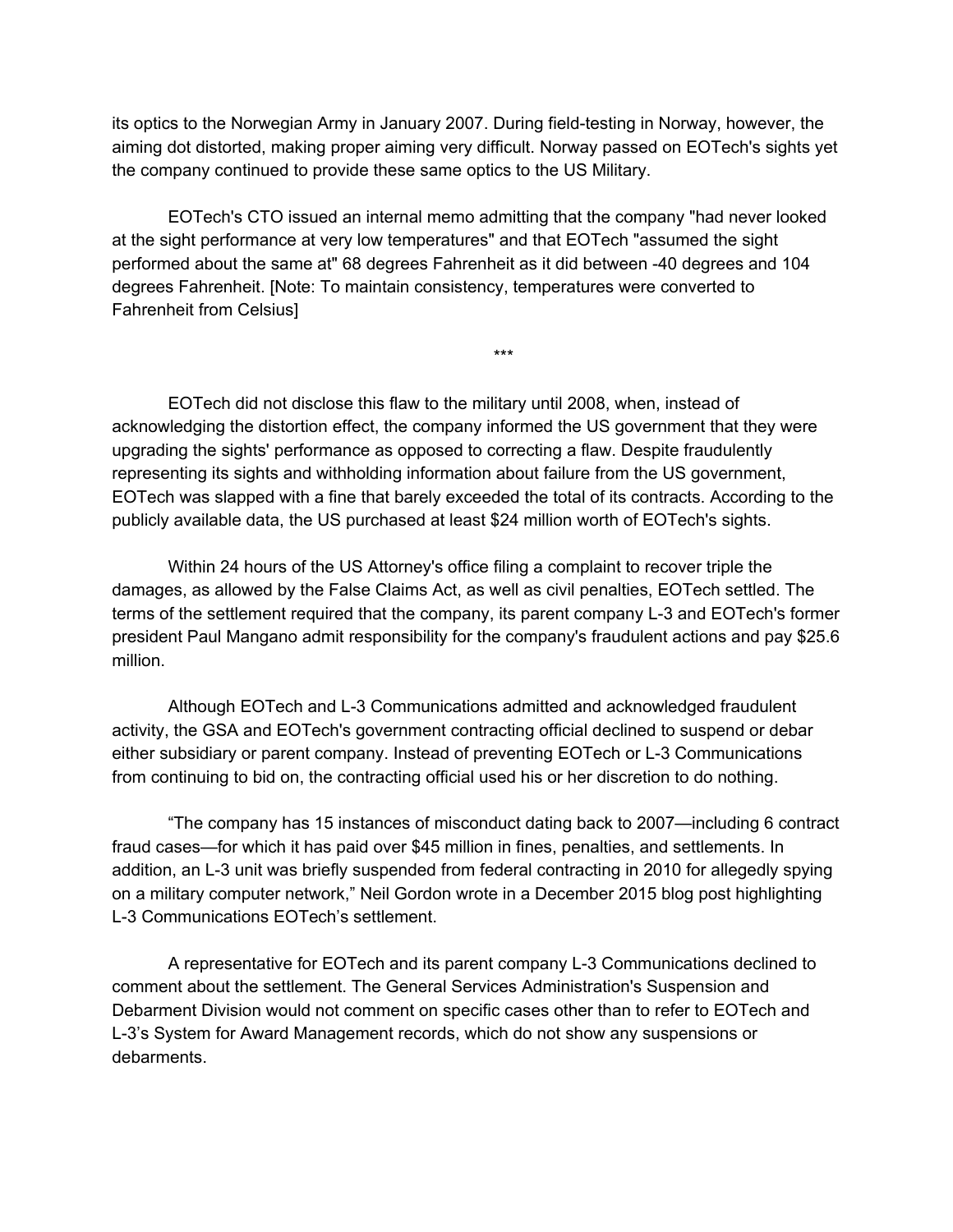its optics to the Norwegian Army in January 2007. During field-testing in Norway, however, the aiming dot distorted, making proper aiming very difficult. Norway passed on EOTech's sights yet the company continued to provide these same optics to the US Military.

EOTech's CTO issued an internal memo admitting that the company "had never looked at the sight performance at very low temperatures" and that EOTech "assumed the sight performed about the same at" 68 degrees Fahrenheit as it did between -40 degrees and 104 degrees Fahrenheit. [Note: To maintain consistency, temperatures were converted to Fahrenheit from Celsius]

***

EOTech did not disclose this flaw to the military until 2008, when, instead of acknowledging the distortion effect, the company informed the US government that they were upgrading the sights' performance as opposed to correcting a flaw. Despite fraudulently representing its sights and withholding information about failure from the US government, EOTech was slapped with a fine that barely exceeded the total of its contracts. According to the publicly available data, the US purchased at least $24 million worth of EOTech's sights.

Within 24 hours of the US Attorney's office filing a complaint to recover triple the damages, as allowed by the False Claims Act, as well as civil penalties, EOTech settled. The terms of the settlement required that the company, its parent company L-3 and EOTech's former president Paul Mangano admit responsibility for the company's fraudulent actions and pay $25.6 million.

Although EOTech and L-3 Communications admitted and acknowledged fraudulent activity, the GSA and EOTech's government contracting official declined to suspend or debar either subsidiary or parent company. Instead of preventing EOTech or L-3 Communications from continuing to bid on, the contracting official used his or her discretion to do nothing.

“The company has 15 instances of misconduct dating back to 2007—including 6 contract fraud cases—for which it has paid over $45 million in fines, penalties, and settlements. In addition, an L-3 unit was briefly suspended from federal contracting in 2010 for allegedly spying on a military computer network,” Neil Gordon wrote in a December 2015 blog post highlighting L-3 Communications EOTech’s settlement.

A representative for EOTech and its parent company L-3 Communications declined to comment about the settlement. The General Services Administration's Suspension and Debarment Division would not comment on specific cases other than to refer to EOTech and L-3’s System for Award Management records, which do not show any suspensions or debarments.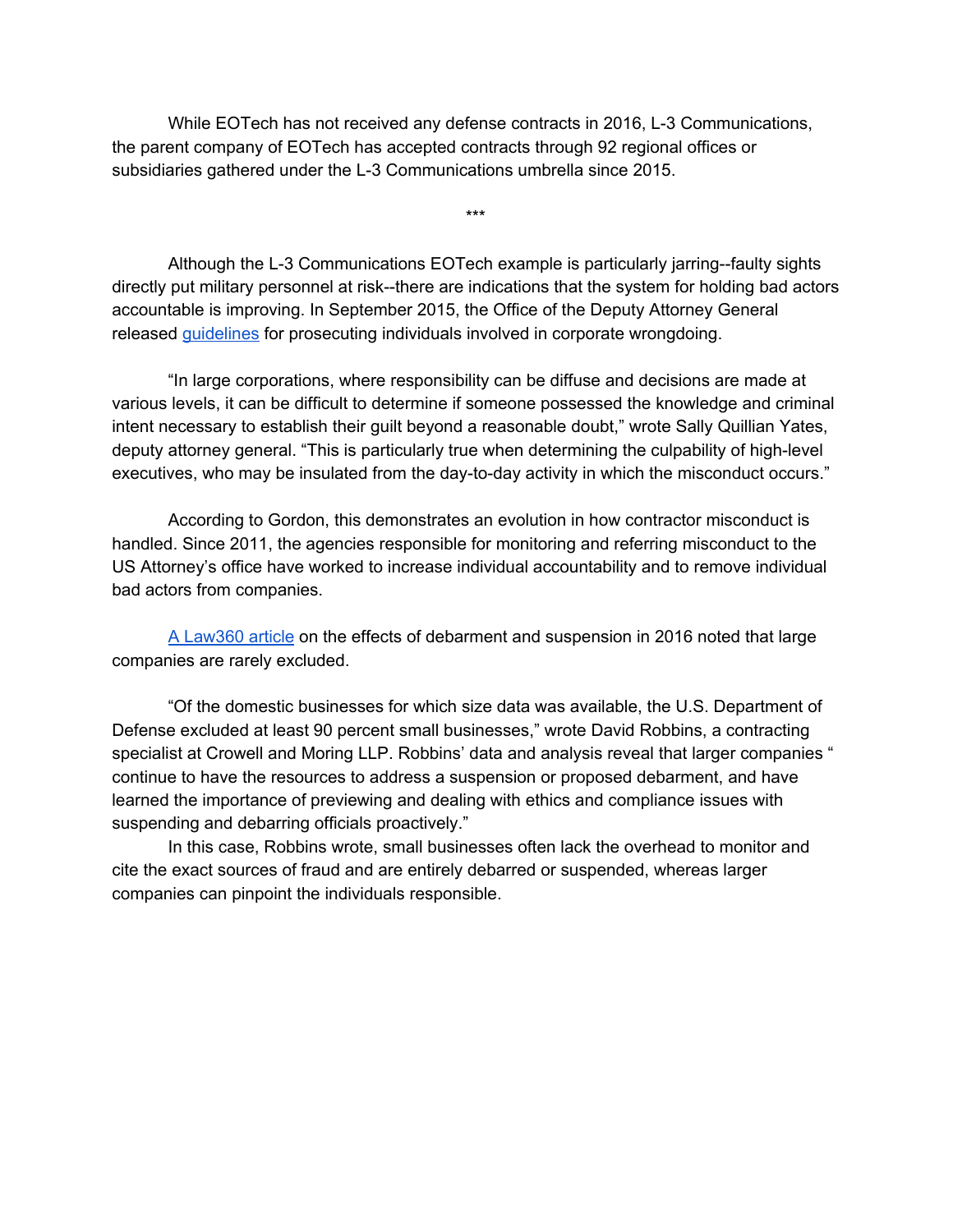While EOTech has not received any defense contracts in 2016, L-3 Communications, the parent company of EOTech has accepted contracts through 92 regional offices or subsidiaries gathered under the L-3 Communications umbrella since 2015.

***

Although the L-3 Communications EOTech example is particularly jarring--faulty sights directly put military personnel at risk--there are indications that the system for holding bad actors accountable is improving. In September 2015, the Office of the Deputy Attorney General released guidelines for prosecuting individuals involved in corporate wrongdoing.

"In large corporations, where responsibility can be diffuse and decisions are made at various levels, it can be difficult to determine if someone possessed the knowledge and criminal intent necessary to establish their guilt beyond a reasonable doubt," wrote Sally Quillian Yates, deputy attorney general. "This is particularly true when determining the culpability of high-level executives, who may be insulated from the day-to-day activity in which the misconduct occurs."

According to Gordon, this demonstrates an evolution in how contractor misconduct is handled. Since 2011, the agencies responsible for monitoring and referring misconduct to the US Attorney's office have worked to increase individual accountability and to remove individual bad actors from companies.

A Law360 article on the effects of debarment and suspension in 2016 noted that large companies are rarely excluded.

"Of the domestic businesses for which size data was available, the U.S. Department of Defense excluded at least 90 percent small businesses," wrote David Robbins, a contracting specialist at Crowell and Moring LLP. Robbins' data and analysis reveal that larger companies " continue to have the resources to address a suspension or proposed debarment, and have learned the importance of previewing and dealing with ethics and compliance issues with suspending and debarring officials proactively."

In this case, Robbins wrote, small businesses often lack the overhead to monitor and cite the exact sources of fraud and are entirely debarred or suspended, whereas larger companies can pinpoint the individuals responsible.